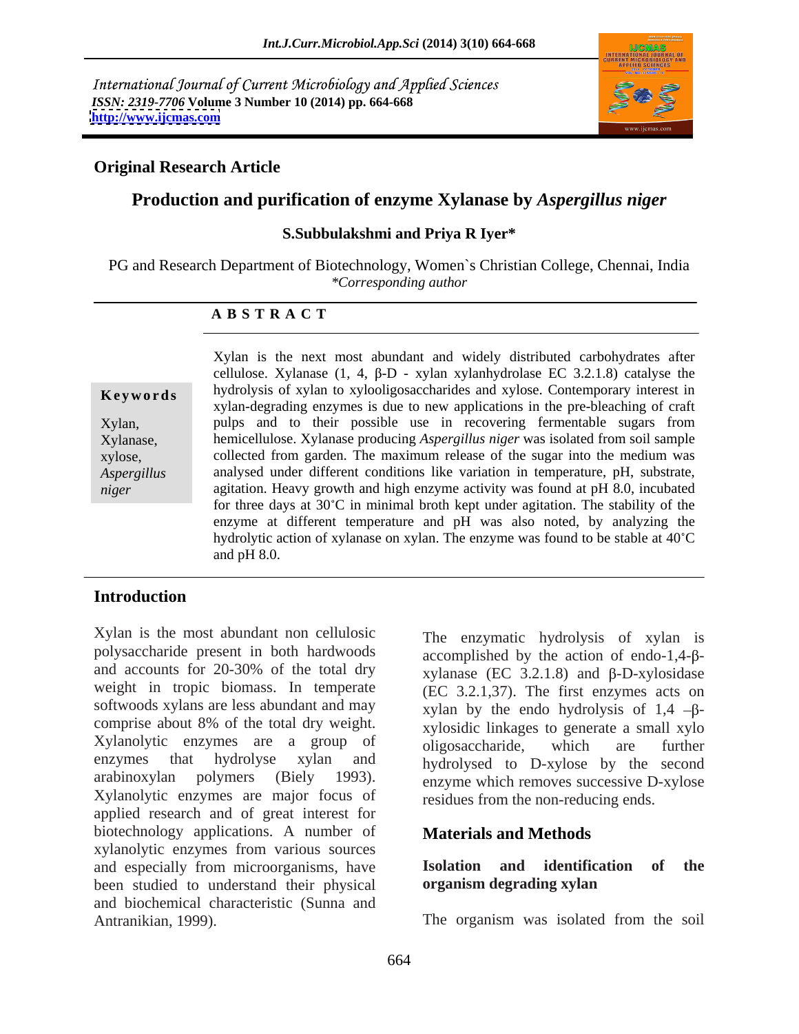International Journal of Current Microbiology and Applied Sciences
*ISSN: 2319-7706* **Volume 3 Number 10 (2014) pp. 664-668**
**http://www.ijcmas.com**

**Original Research Article**

# Production and purification of enzyme Xylanase by *Aspergillus niger*

**S.Subbulakshmi and Priya R Iyer***

PG and Research Department of Biotechnology, Women`s Christian College, Chennai, India
*\*Corresponding author*

**A B S T R A C T**

**Keywords**

Xylan, Xylanase, xylose, *Aspergillus niger*

Xylan is the next most abundant and widely distributed carbohydrates after cellulose. Xylanase (1, 4, β-D - xylan xylanhydrolase EC 3.2.1.8) catalyse the hydrolysis of xylan to xylooligosaccharides and xylose. Contemporary interest in xylan-degrading enzymes is due to new applications in the pre-bleaching of craft pulps and to their possible use in recovering fermentable sugars from hemicellulose. Xylanase producing *Aspergillus niger* was isolated from soil sample collected from garden. The maximum release of the sugar into the medium was analysed under different conditions like variation in temperature, pH, substrate, agitation. Heavy growth and high enzyme activity was found at pH 8.0, incubated for three days at 30˚C in minimal broth kept under agitation. The stability of the enzyme at different temperature and pH was also noted, by analyzing the hydrolytic action of xylanase on xylan. The enzyme was found to be stable at 40˚C and pH 8.0.

## Introduction

Xylan is the most abundant non cellulosic polysaccharide present in both hardwoods and accounts for 20-30% of the total dry weight in tropic biomass. In temperate softwoods xylans are less abundant and may comprise about 8% of the total dry weight. Xylanolytic enzymes are a group of enzymes that hydrolyse xylan and arabinoxylan polymers (Biely 1993). Xylanolytic enzymes are major focus of applied research and of great interest for biotechnology applications. A number of xylanolytic enzymes from various sources and especially from microorganisms, have been studied to understand their physical and biochemical characteristic (Sunna and Antranikian, 1999).

The enzymatic hydrolysis of xylan is accomplished by the action of endo-1,4-β-xylanase (EC 3.2.1.8) and β-D-xylosidase (EC 3.2.1,37). The first enzymes acts on xylan by the endo hydrolysis of 1,4 –β-xylosidic linkages to generate a small xylo oligosaccharide, which are further hydrolysed to D-xylose by the second enzyme which removes successive D-xylose residues from the non-reducing ends.

## Materials and Methods

### Isolation and identification of the organism degrading xylan

The organism was isolated from the soil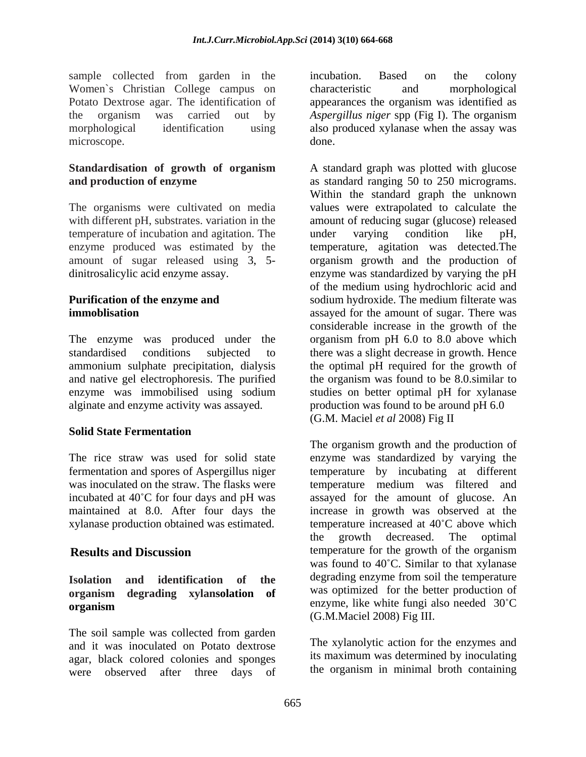sample collected from garden in the Women`s Christian College campus on Potato Dextrose agar. The identification of the organism was carried out by morphological identification using microscope.

**Standardisation of growth of organism and production of enzyme**

The organisms were cultivated on media with different pH, substrates. variation in the temperature of incubation and agitation. The enzyme produced was estimated by the amount of sugar released using 3, 5-dinitrosalicylic acid enzyme assay.

**Purification of the enzyme and immoblisation**

The enzyme was produced under the standardised conditions subjected to ammonium sulphate precipitation, dialysis and native gel electrophoresis. The purified enzyme was immobilised using sodium alginate and enzyme activity was assayed.

**Solid State Fermentation**

The rice straw was used for solid state fermentation and spores of Aspergillus niger was inoculated on the straw. The flasks were incubated at 40˚C for four days and pH was maintained at 8.0. After four days the xylanase production obtained was estimated.

## Results and Discussion

**Isolation and identification of the organism degrading xylansolation of organism**

The soil sample was collected from garden and it was inoculated on Potato dextrose agar, black colored colonies and sponges were observed after three days of incubation. Based on the colony characteristic and morphological appearances the organism was identified as *Aspergillus niger* spp (Fig I). The organism also produced xylanase when the assay was done.

A standard graph was plotted with glucose as standard ranging 50 to 250 micrograms. Within the standard graph the unknown values were extrapolated to calculate the amount of reducing sugar (glucose) released under varying condition like pH, temperature, agitation was detected.The organism growth and the production of enzyme was standardized by varying the pH of the medium using hydrochloric acid and sodium hydroxide. The medium filterate was assayed for the amount of sugar. There was considerable increase in the growth of the organism from pH 6.0 to 8.0 above which there was a slight decrease in growth. Hence the optimal pH required for the growth of the organism was found to be 8.0.similar to studies on better optimal pH for xylanase production was found to be around pH 6.0 (G.M. Maciel *et al* 2008) Fig II

The organism growth and the production of enzyme was standardized by varying the temperature by incubating at different temperature medium was filtered and assayed for the amount of glucose. An increase in growth was observed at the temperature increased at 40˚C above which the growth decreased. The optimal temperature for the growth of the organism was found to 40˚C. Similar to that xylanase degrading enzyme from soil the temperature was optimized for the better production of enzyme, like white fungi also needed 30˚C (G.M.Maciel 2008) Fig III.

The xylanolytic action for the enzymes and its maximum was determined by inoculating the organism in minimal broth containing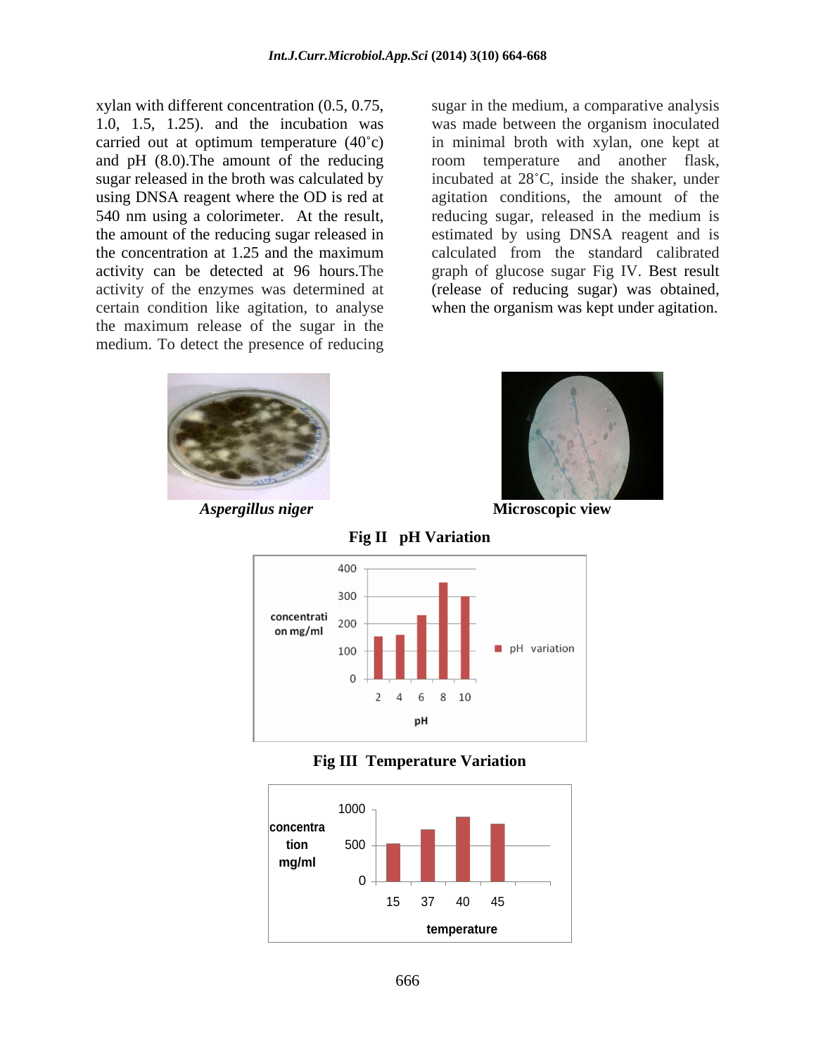xylan with different concentration (0.5, 0.75, 1.0, 1.5, 1.25). and the incubation was carried out at optimum temperature (40˚c) and pH (8.0).The amount of the reducing sugar released in the broth was calculated by using DNSA reagent where the OD is red at 540 nm using a colorimeter. At the result, the amount of the reducing sugar released in the concentration at 1.25 and the maximum activity can be detected at 96 hours.The activity of the enzymes was determined at certain condition like agitation, to analyse the maximum release of the sugar in the medium. To detect the presence of reducing sugar in the medium, a comparative analysis was made between the organism inoculated in minimal broth with xylan, one kept at room temperature and another flask, incubated at 28˚C, inside the shaker, under agitation conditions, the amount of the reducing sugar, released in the medium is estimated by using DNSA reagent and is calculated from the standard calibrated graph of glucose sugar Fig IV. Best result (release of reducing sugar) was obtained, when the organism was kept under agitation.

*Aspergillus niger*

**Microscopic view**

**Fig II pH Variation**

**Fig III Temperature Variation**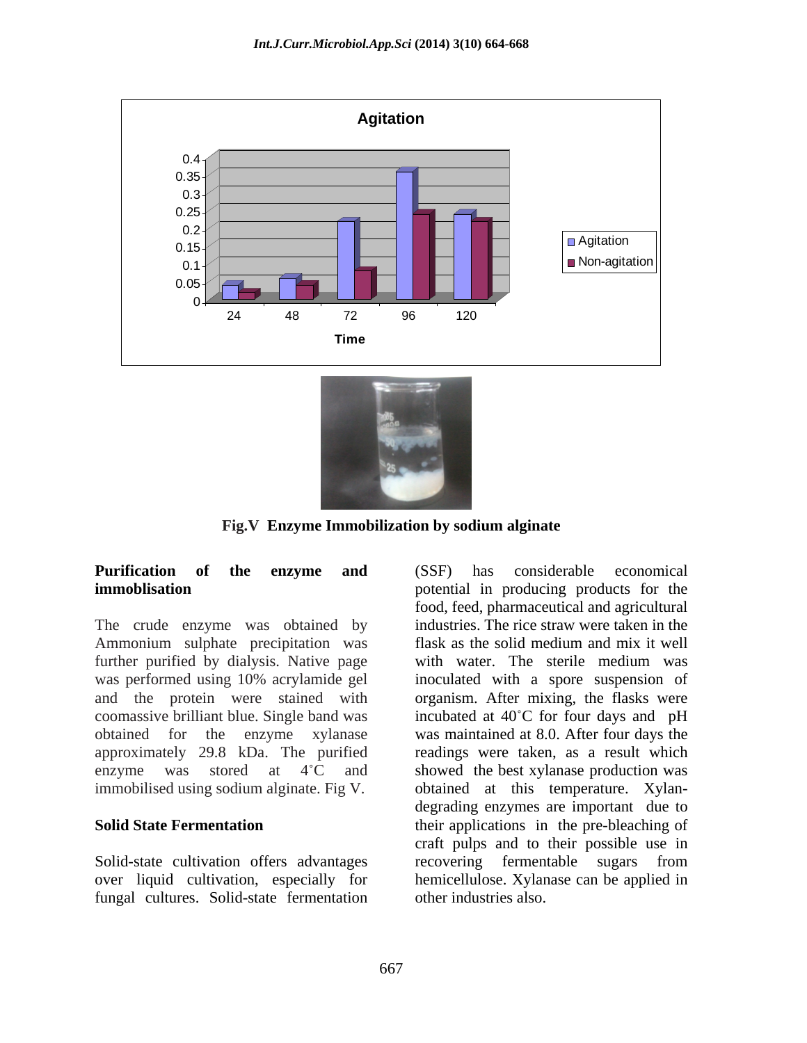**Fig.V Enzyme Immobilization by sodium alginate**

**Purification of the enzyme and immoblisation**

The crude enzyme was obtained by Ammonium sulphate precipitation was further purified by dialysis. Native page was performed using 10% acrylamide gel and the protein were stained with coomassive brilliant blue. Single band was obtained for the enzyme xylanase approximately 29.8 kDa. The purified enzyme was stored at 4˚C and immobilised using sodium alginate. Fig V.

**Solid State Fermentation**

Solid-state cultivation offers advantages over liquid cultivation, especially for fungal cultures. Solid-state fermentation (SSF) has considerable economical potential in producing products for the food, feed, pharmaceutical and agricultural industries. The rice straw were taken in the flask as the solid medium and mix it well with water. The sterile medium was inoculated with a spore suspension of organism. After mixing, the flasks were incubated at 40˚C for four days and pH was maintained at 8.0. After four days the readings were taken, as a result which showed the best xylanase production was obtained at this temperature. Xylan-degrading enzymes are important due to their applications in the pre-bleaching of craft pulps and to their possible use in recovering fermentable sugars from hemicellulose. Xylanase can be applied in other industries also.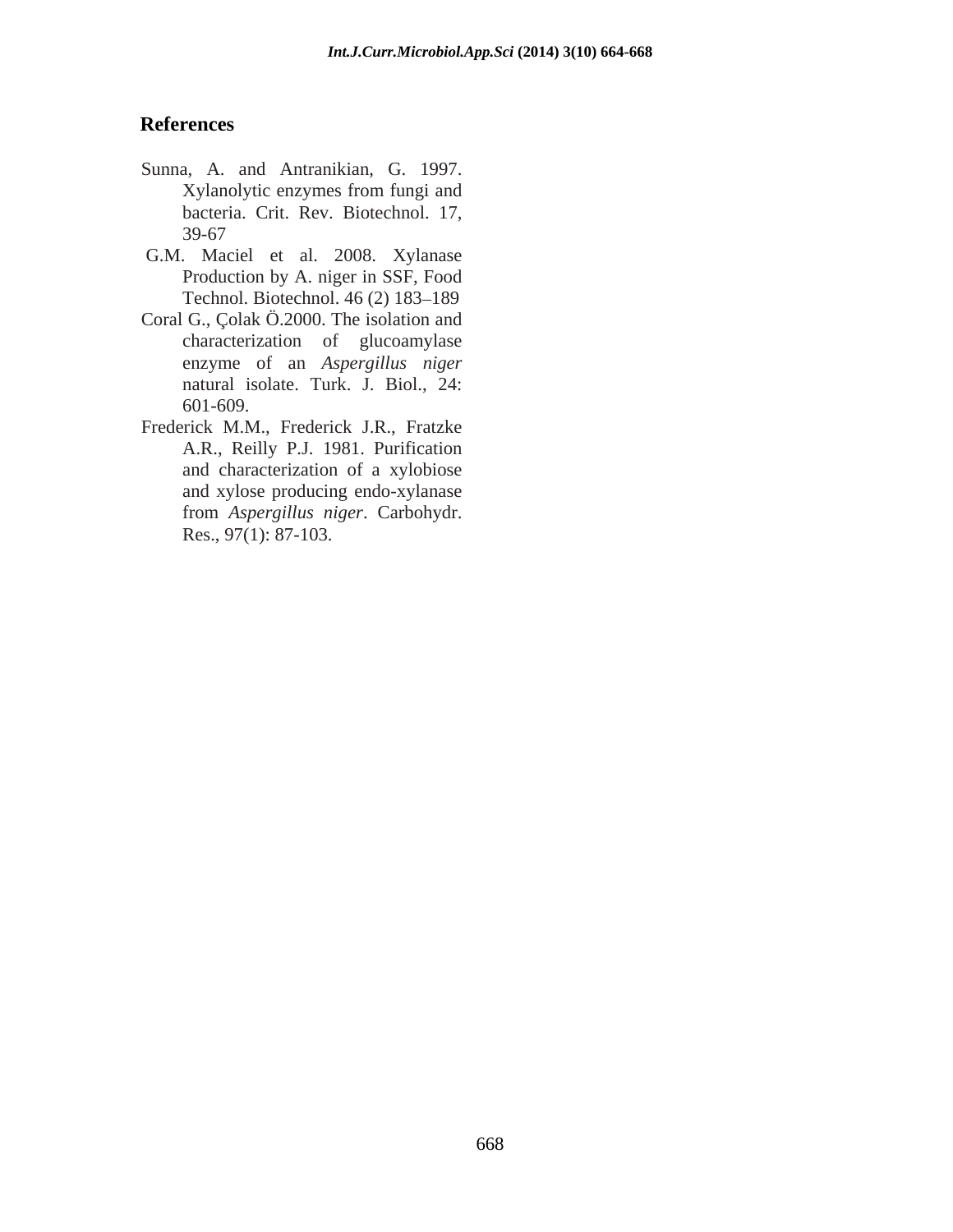## References

Sunna, A. and Antranikian, G. 1997. Xylanolytic enzymes from fungi and bacteria. Crit. Rev. Biotechnol. 17, 39-67

G.M. Maciel et al. 2008. Xylanase Production by A. niger in SSF, Food Technol. Biotechnol. 46 (2) 183–189

Coral G., Çolak Ö.2000. The isolation and characterization of glucoamylase enzyme of an *Aspergillus niger* natural isolate. Turk. J. Biol., 24: 601-609.

Frederick M.M., Frederick J.R., Fratzke A.R., Reilly P.J. 1981. Purification and characterization of a xylobiose and xylose producing endo-xylanase from *Aspergillus niger*. Carbohydr. Res., 97(1): 87-103.